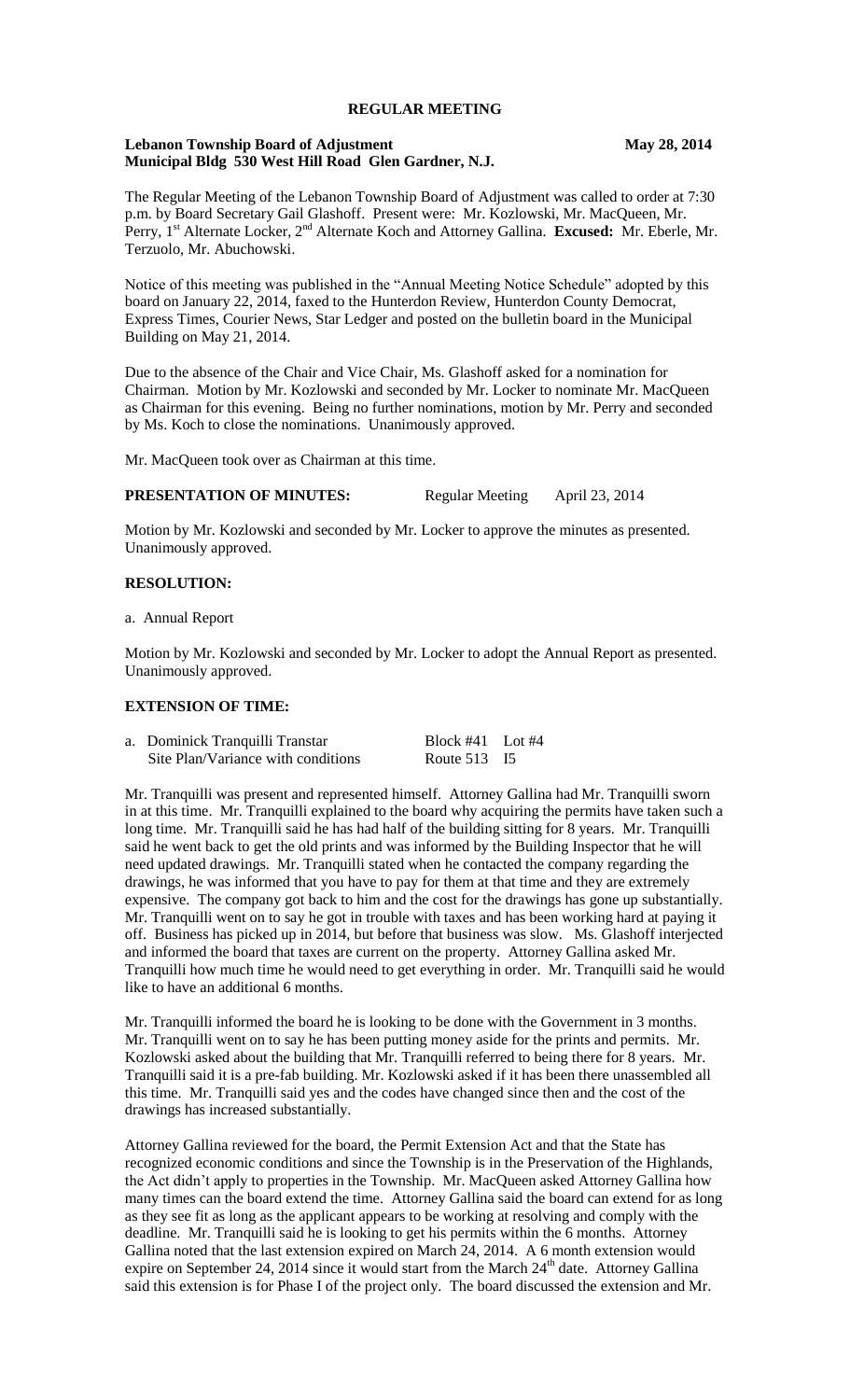# REGULAR MEETING

**Lebanon Township Board of Adjustment** **May 28, 2014**
**Municipal Bldg 530 West Hill Road Glen Gardner, N.J.**

The Regular Meeting of the Lebanon Township Board of Adjustment was called to order at 7:30 p.m. by Board Secretary Gail Glashoff. Present were: Mr. Kozlowski, Mr. MacQueen, Mr. Perry, 1st Alternate Locker, 2nd Alternate Koch and Attorney Gallina. **Excused:** Mr. Eberle, Mr. Terzuolo, Mr. Abuchowski.

Notice of this meeting was published in the "Annual Meeting Notice Schedule" adopted by this board on January 22, 2014, faxed to the Hunterdon Review, Hunterdon County Democrat, Express Times, Courier News, Star Ledger and posted on the bulletin board in the Municipal Building on May 21, 2014.

Due to the absence of the Chair and Vice Chair, Ms. Glashoff asked for a nomination for Chairman. Motion by Mr. Kozlowski and seconded by Mr. Locker to nominate Mr. MacQueen as Chairman for this evening. Being no further nominations, motion by Mr. Perry and seconded by Ms. Koch to close the nominations. Unanimously approved.

Mr. MacQueen took over as Chairman at this time.

**PRESENTATION OF MINUTES:** Regular Meeting April 23, 2014

Motion by Mr. Kozlowski and seconded by Mr. Locker to approve the minutes as presented. Unanimously approved.

**RESOLUTION:**

a. Annual Report

Motion by Mr. Kozlowski and seconded by Mr. Locker to adopt the Annual Report as presented. Unanimously approved.

**EXTENSION OF TIME:**

| a. Dominick Tranquilli Transtar | Block #41 Lot #4 |
|---|---|
| Site Plan/Variance with conditions | Route 513 I5 |

Mr. Tranquilli was present and represented himself. Attorney Gallina had Mr. Tranquilli sworn in at this time. Mr. Tranquilli explained to the board why acquiring the permits have taken such a long time. Mr. Tranquilli said he has had half of the building sitting for 8 years. Mr. Tranquilli said he went back to get the old prints and was informed by the Building Inspector that he will need updated drawings. Mr. Tranquilli stated when he contacted the company regarding the drawings, he was informed that you have to pay for them at that time and they are extremely expensive. The company got back to him and the cost for the drawings has gone up substantially. Mr. Tranquilli went on to say he got in trouble with taxes and has been working hard at paying it off. Business has picked up in 2014, but before that business was slow. Ms. Glashoff interjected and informed the board that taxes are current on the property. Attorney Gallina asked Mr. Tranquilli how much time he would need to get everything in order. Mr. Tranquilli said he would like to have an additional 6 months.

Mr. Tranquilli informed the board he is looking to be done with the Government in 3 months. Mr. Tranquilli went on to say he has been putting money aside for the prints and permits. Mr. Kozlowski asked about the building that Mr. Tranquilli referred to being there for 8 years. Mr. Tranquilli said it is a pre-fab building. Mr. Kozlowski asked if it has been there unassembled all this time. Mr. Tranquilli said yes and the codes have changed since then and the cost of the drawings has increased substantially.

Attorney Gallina reviewed for the board, the Permit Extension Act and that the State has recognized economic conditions and since the Township is in the Preservation of the Highlands, the Act didn't apply to properties in the Township. Mr. MacQueen asked Attorney Gallina how many times can the board extend the time. Attorney Gallina said the board can extend for as long as they see fit as long as the applicant appears to be working at resolving and comply with the deadline. Mr. Tranquilli said he is looking to get his permits within the 6 months. Attorney Gallina noted that the last extension expired on March 24, 2014. A 6 month extension would expire on September 24, 2014 since it would start from the March 24th date. Attorney Gallina said this extension is for Phase I of the project only. The board discussed the extension and Mr.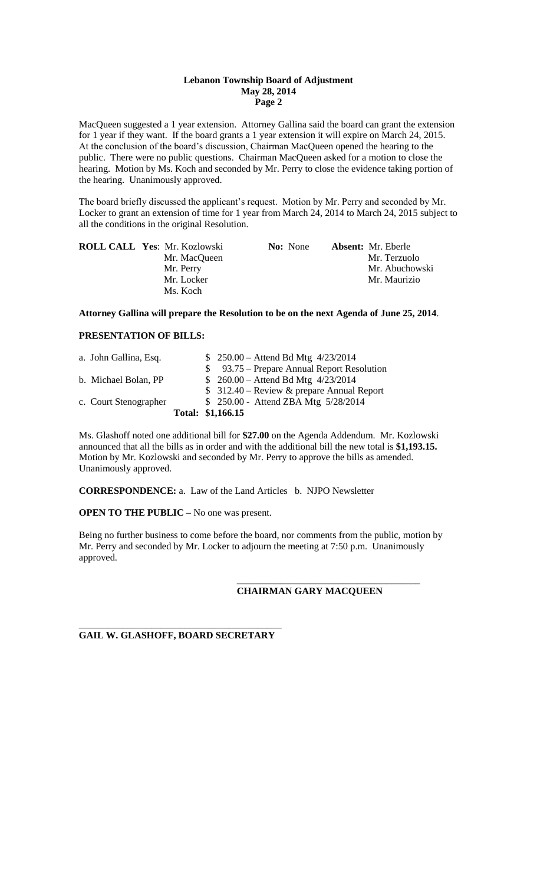MacQueen suggested a 1 year extension. Attorney Gallina said the board can grant the extension for 1 year if they want. If the board grants a 1 year extension it will expire on March 24, 2015. At the conclusion of the board's discussion, Chairman MacQueen opened the hearing to the public. There were no public questions. Chairman MacQueen asked for a motion to close the hearing. Motion by Ms. Koch and seconded by Mr. Perry to close the evidence taking portion of the hearing. Unanimously approved.

The board briefly discussed the applicant's request. Motion by Mr. Perry and seconded by Mr. Locker to grant an extension of time for 1 year from March 24, 2014 to March 24, 2015 subject to all the conditions in the original Resolution.

| | | | |
|---|---|---|---|
| **ROLL CALL** | **Yes**: Mr. Kozlowski | **No:** None | **Absent:** Mr. Eberle |
| | Mr. MacQueen | | Mr. Terzuolo |
| | Mr. Perry | | Mr. Abuchowski |
| | Mr. Locker | | Mr. Maurizio |
| | Ms. Koch | | |

**Attorney Gallina will prepare the Resolution to be on the next Agenda of June 25, 2014**.

**PRESENTATION OF BILLS:**

| | |
|---|---|
| a. John Gallina, Esq. | \$ 250.00 – Attend Bd Mtg 4/23/2014 |
| | \$ 93.75 – Prepare Annual Report Resolution |
| b. Michael Bolan, PP | \$ 260.00 – Attend Bd Mtg 4/23/2014 |
| | \$ 312.40 – Review & prepare Annual Report |
| c. Court Stenographer | \$ 250.00 - Attend ZBA Mtg 5/28/2014 |
| | **Total: \$1,166.15** |

Ms. Glashoff noted one additional bill for **\$27.00** on the Agenda Addendum. Mr. Kozlowski announced that all the bills as in order and with the additional bill the new total is **\$1,193.15.** Motion by Mr. Kozlowski and seconded by Mr. Perry to approve the bills as amended. Unanimously approved.

**CORRESPONDENCE:** a. Law of the Land Articles b. NJPO Newsletter

**OPEN TO THE PUBLIC –** No one was present.

Being no further business to come before the board, nor comments from the public, motion by Mr. Perry and seconded by Mr. Locker to adjourn the meeting at 7:50 p.m. Unanimously approved.

\_\_\_\_\_\_\_\_\_\_\_\_\_\_\_\_\_\_\_\_\_\_\_\_\_\_\_\_\_\_\_\_\_\_\_\_\_\_

**CHAIRMAN GARY MACQUEEN**

\_\_\_\_\_\_\_\_\_\_\_\_\_\_\_\_\_\_\_\_\_\_\_\_\_\_\_\_\_\_\_\_\_\_\_\_\_\_

**GAIL W. GLASHOFF, BOARD SECRETARY**